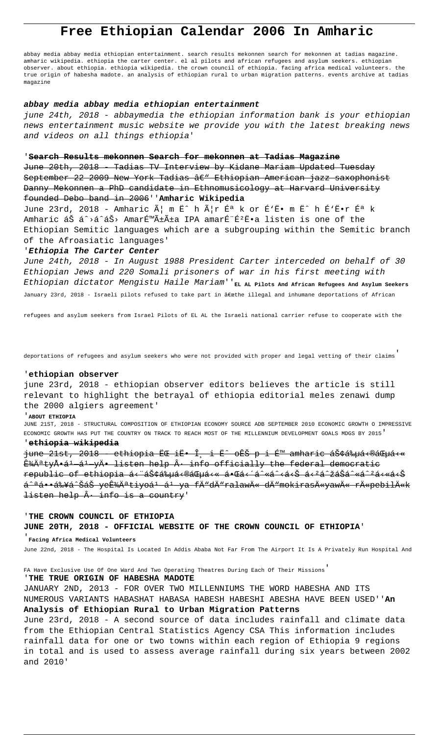# Free Ethiopian Calendar 2006 In Amharic

abbay media abbay media ethiopian entertainment. search results mekonnen search for mekonnen at tadias magazine. amharic wikipedia. ethiopia the carter center. el al pilots and african refugees and asylum seekers. ethiopian observer. about ethiopia. ethiopia wikipedia. the crown council of ethiopia. facing africa medical volunteers. the true origin of habesha madote. an analysis of ethiopian rural to urban migration patterns. events archive at tadias magazine

**abbay media abbay media ethiopian entertainment**

june 24th, 2018 - abbaymedia the ethiopian information bank is your ethiopian news entertainment music website we provide you with the latest breaking news and videos on all things ethiopia'

'**Search Results mekonnen Search for mekonnen at Tadias Magazine**

~~June 20th, 2018 - Tadias TV Interview by Kidane Mariam Updated Tuesday September 22 2009 New York Tadias â€" Ethiopian American jazz saxophonist Danny Mekonnen a PhD candidate in Ethnomusicology at Harvard University founded Debo band in 2006~~''**Amharic Wikipedia**

June 23rd, 2018 - Amharic Ã¦ m Ë h Ã¦r Éª k or É'Ë• m Ë h É'Ë•r Éª k Amharic áŠ á›á‰­áŠ› AmarÉ™Ã±Ã±a IPA amarÉ¨É²Ë•a listen is one of the Ethiopian Semitic languages which are a subgrouping within the Semitic branch of the Afroasiatic languages'

'*Ethiopia The Carter Center*

June 24th, 2018 - In August 1988 President Carter interceded on behalf of 30 Ethiopian Jews and 220 Somali prisoners of war in his first meeting with Ethiopian dictator Mengistu Haile Mariam''**EL AL Pilots And African Refugees And Asylum Seekers**

January 23rd, 2018 - Israeli pilots refused to take part in â€œthe illegal and inhumane deportations of African refugees and asylum seekers from Israel Pilots of EL AL the Israeli national carrier refuse to cooperate with the deportations of refugees and asylum seekers who were not provided with proper and legal vetting of their claims'

'**ethiopian observer**

june 23rd, 2018 - ethiopian observer editors believes the article is still relevant to highlight the betrayal of ethiopia editorial meles zenawi dump the 2000 algiers agreement'

'**ABOUT ETHIOPIA**

JUNE 21ST, 2018 - STRUCTURAL COMPOSITION OF ETHIOPIAN ECONOMY SOURCE ADB SEPTEMBER 2010 ECONOMIC GROWTH O IMPRESSIVE ECONOMIC GROWTH HAS PUT THE COUNTRY ON TRACK TO REACH MOST OF THE MILLENNIUM DEVELOPMENT GOALS MDGS BY 2015'

'**ethiopia wikipedia**

~~june 21st, 2018 - ethiopia ËŒ iË• Î¸ i Ë oÊŠ p i É™ amharic áŠ¢á‰µá‹®áŒµá‹« Ê¾Ä«tyÅ•á¹–á¹—yÄ• listen help Â· info officially the federal democratic republic of ethiopia á‹¨áŠ¢á‰µá‹®áŒµá‹« á•áŒá‹´áˆ«áˆ‹á‹Š á‹²áˆžáŠ­áˆ«áˆ²á‹«á‹Š áˆªá••á‰¥áˆŠáŠ­ yeÊ¾Ä«tiyoá¹—á¹—ya fÄ"dÄ"ralawÄ« dÄ"mokirasÄ«yawÄ« rÄ«pebilÄ«k listen help Â· info is a country~~'

'**THE CROWN COUNCIL OF ETHIOPIA**

**JUNE 20TH, 2018 - OFFICIAL WEBSITE OF THE CROWN COUNCIL OF ETHIOPIA**'

'**Facing Africa Medical Volunteers**

June 22nd, 2018 - The Hospital Is Located In Addis Ababa Not Far From The Airport It Is A Privately Run Hospital And FA Have Exclusive Use Of One Ward And Two Operating Theatres During Each Of Their Missions'

'**THE TRUE ORIGIN OF HABESHA MADOTE**

JANUARY 2ND, 2013 - FOR OVER TWO MILLENNIUMS THE WORD HABESHA AND ITS NUMEROUS VARIANTS HABASHAT HABASA HABESH HABESHI ABESHA HAVE BEEN USED''**An Analysis of Ethiopian Rural to Urban Migration Patterns**

June 23rd, 2018 - A second source of data includes rainfall and climate data from the Ethiopian Central Statistics Agency CSA This information includes rainfall data for one or two towns within each region of Ethiopia 9 regions in total and is used to assess average rainfall during six years between 2002 and 2010'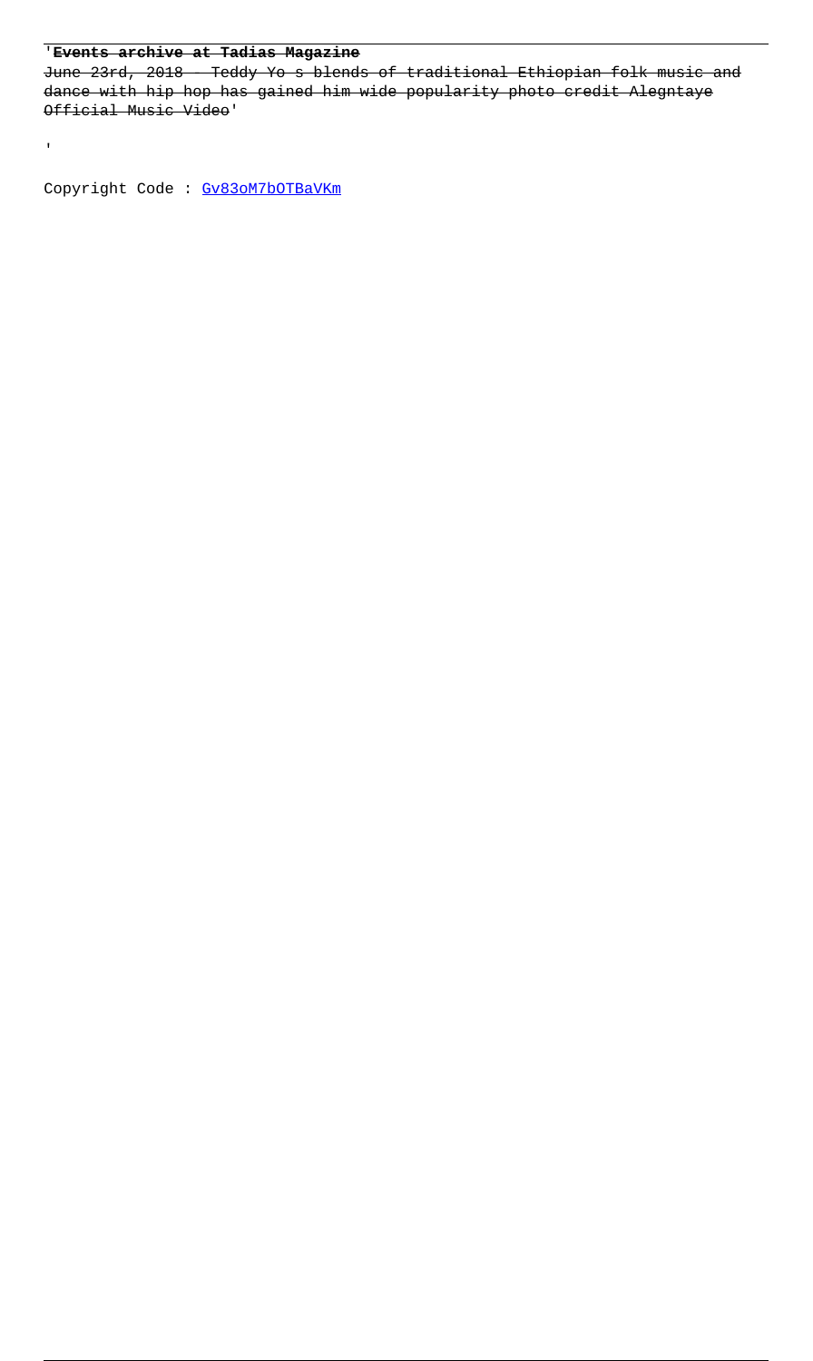'**~~Events archive at Tadias Magazine~~**
~~June 23rd, 2018 - Teddy Yo s blends of traditional Ethiopian folk music and dance with hip hop has gained him wide popularity photo credit Alegntaye Official Music Video~~'

'

Copyright Code : Gv83oM7bOTBaVKm